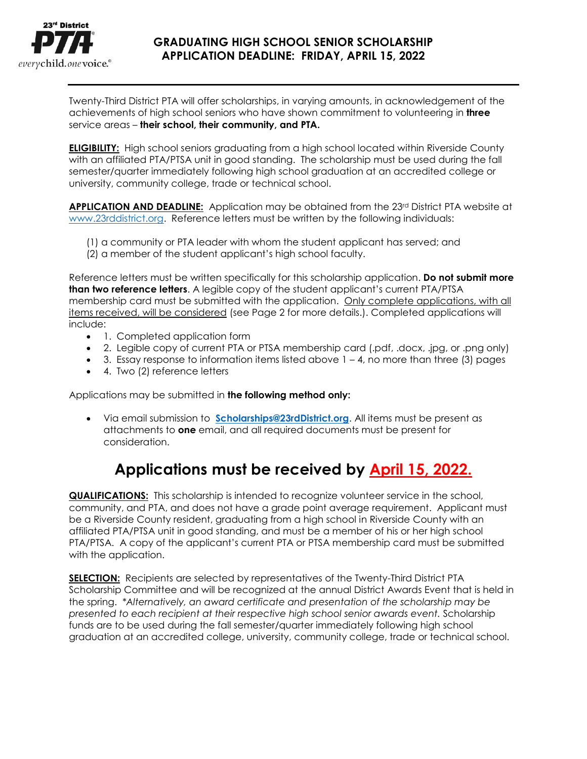23[rd] District PTA everychild. onevoice.

# GRADUATING HIGH SCHOOL SENIOR SCHOLARSHIP
# APPLICATION DEADLINE: FRIDAY, APRIL 15, 2022

Twenty-Third District PTA will offer scholarships, in varying amounts, in acknowledgement of the achievements of high school seniors who have shown commitment to volunteering in **three** service areas – **their school, their community, and PTA.**

**ELIGIBILITY:** High school seniors graduating from a high school located within Riverside County with an affiliated PTA/PTSA unit in good standing. The scholarship must be used during the fall semester/quarter immediately following high school graduation at an accredited college or university, community college, trade or technical school.

**APPLICATION AND DEADLINE:** Application may be obtained from the 23[rd] District PTA website at www.23rddistrict.org. Reference letters must be written by the following individuals:

(1) a community or PTA leader with whom the student applicant has served; and
(2) a member of the student applicant's high school faculty.

Reference letters must be written specifically for this scholarship application. **Do not submit more than two reference letters**. A legible copy of the student applicant's current PTA/PTSA membership card must be submitted with the application. Only complete applications, with all items received, will be considered (see Page 2 for more details.). Completed applications will include:

- 1. Completed application form
- 2. Legible copy of current PTA or PTSA membership card (.pdf, .docx, .jpg, or .png only)
- 3. Essay response to information items listed above 1 – 4, no more than three (3) pages
- 4. Two (2) reference letters

Applications may be submitted in **the following method only:**

- Via email submission to **Scholarships@23rdDistrict.org**. All items must be present as attachments to **one** email, and all required documents must be present for consideration.

## Applications must be received by April 15, 2022.

**QUALIFICATIONS:** This scholarship is intended to recognize volunteer service in the school, community, and PTA, and does not have a grade point average requirement. Applicant must be a Riverside County resident, graduating from a high school in Riverside County with an affiliated PTA/PTSA unit in good standing, and must be a member of his or her high school PTA/PTSA. A copy of the applicant's current PTA or PTSA membership card must be submitted with the application.

**SELECTION:** Recipients are selected by representatives of the Twenty-Third District PTA Scholarship Committee and will be recognized at the annual District Awards Event that is held in the spring. *\*Alternatively, an award certificate and presentation of the scholarship may be presented to each recipient at their respective high school senior awards event.* Scholarship funds are to be used during the fall semester/quarter immediately following high school graduation at an accredited college, university, community college, trade or technical school.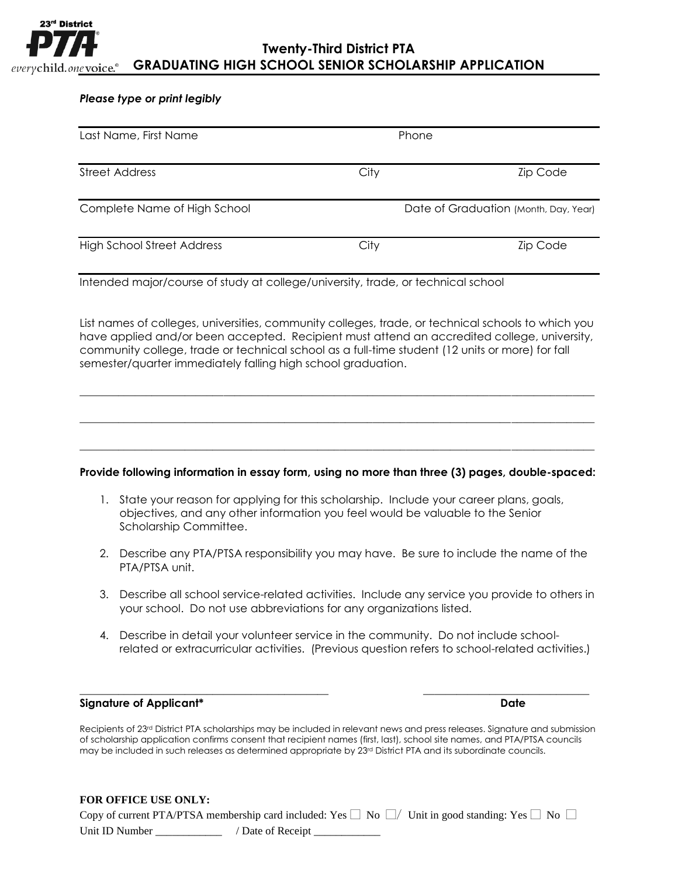23rd District PTA
everychild.onevoice.®

# Twenty-Third District PTA
## GRADUATING HIGH SCHOOL SENIOR SCHOLARSHIP APPLICATION

***Please type or print legibly***

Last Name, First Name Phone

Street Address City Zip Code

Complete Name of High School Date of Graduation (Month, Day, Year)

High School Street Address City Zip Code

Intended major/course of study at college/university, trade, or technical school

List names of colleges, universities, community colleges, trade, or technical schools to which you have applied and/or been accepted. Recipient must attend an accredited college, university, community college, trade or technical school as a full-time student (12 units or more) for fall semester/quarter immediately falling high school graduation.

______________________________________________________________________________

______________________________________________________________________________

______________________________________________________________________________

**Provide following information in essay form, using no more than three (3) pages, double-spaced:**

1. State your reason for applying for this scholarship. Include your career plans, goals, objectives, and any other information you feel would be valuable to the Senior Scholarship Committee.
2. Describe any PTA/PTSA responsibility you may have. Be sure to include the name of the PTA/PTSA unit.
3. Describe all school service-related activities. Include any service you provide to others in your school. Do not use abbreviations for any organizations listed.
4. Describe in detail your volunteer service in the community. Do not include school-related or extracurricular activities. (Previous question refers to school-related activities.)

_____________________________________________ ______________________________
**Signature of Applicant*** **Date**

Recipients of 23rd District PTA scholarships may be included in relevant news and press releases. Signature and submission of scholarship application confirms consent that recipient names (first, last), school site names, and PTA/PTSA councils may be included in such releases as determined appropriate by 23rd District PTA and its subordinate councils.

**FOR OFFICE USE ONLY:**

Copy of current PTA/PTSA membership card included: Yes ☐ No ☐/ Unit in good standing: Yes ☐ No ☐

Unit ID Number ____________ / Date of Receipt ____________